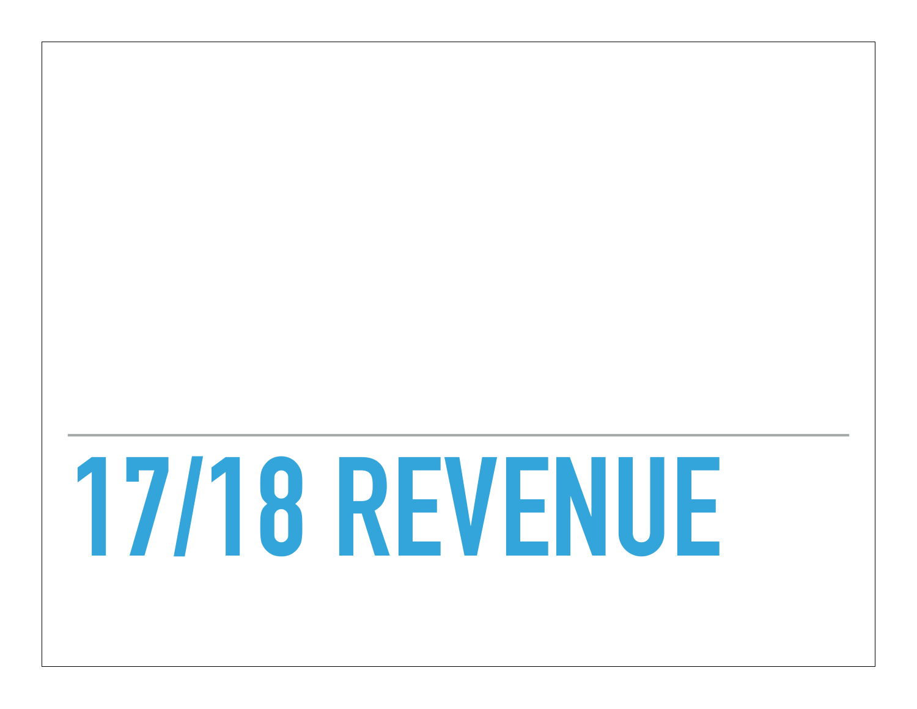# 17/18 REVENUE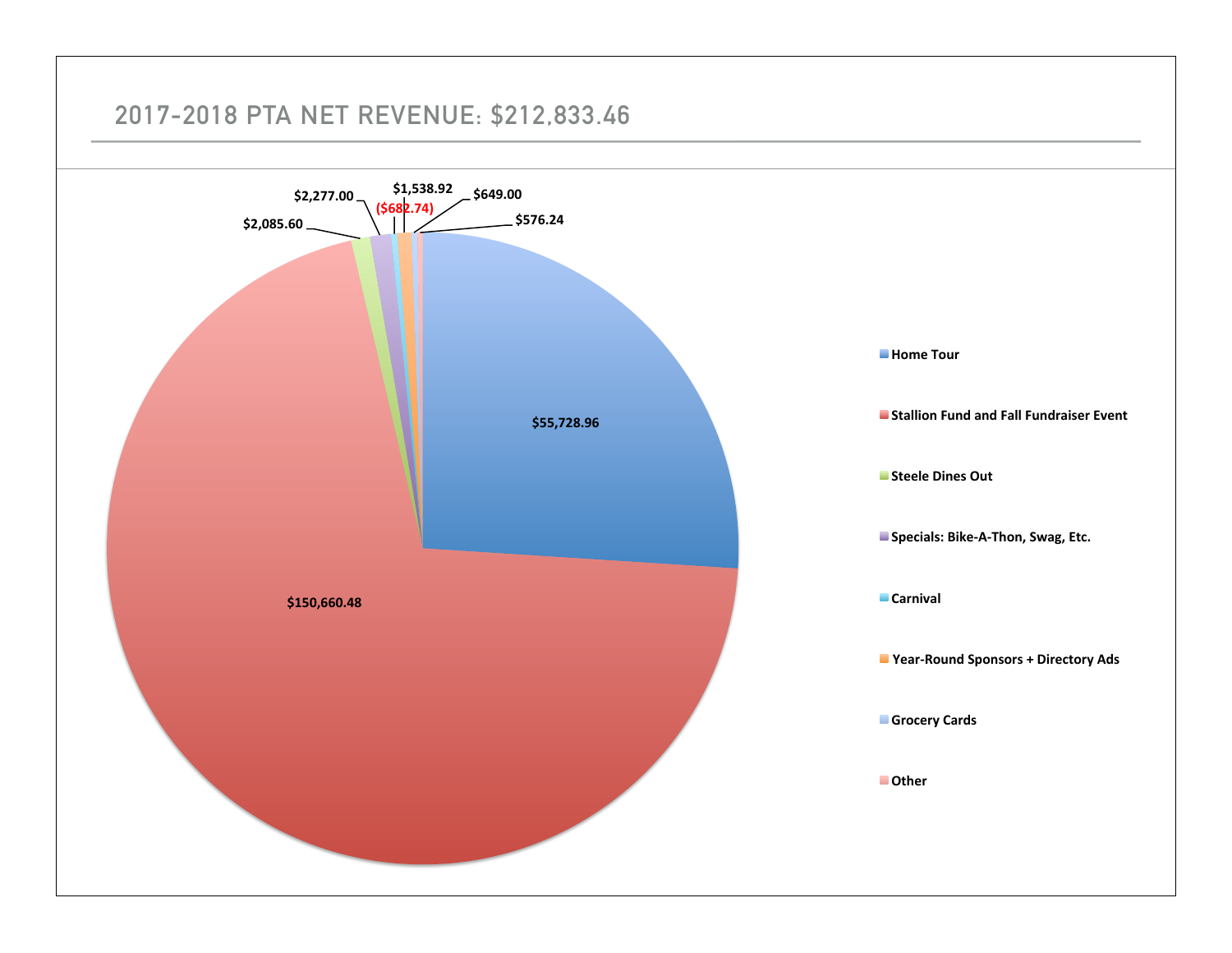# 2017-2018 PTA NET REVENUE: $212,833.46

| Category | Net Revenue |
| --- | --- |
| Home Tour | $55,728.96 |
| Stallion Fund and Fall Fundraiser Event | $150,660.48 |
| Steele Dines Out | $2,085.60 |
| Specials: Bike-A-Thon, Swag, Etc. | $2,277.00 |
| Carnival | ($682.74) |
| Year-Round Sponsors + Directory Ads | $1,538.92 |
| Grocery Cards | $649.00 |
| Other | $576.24 |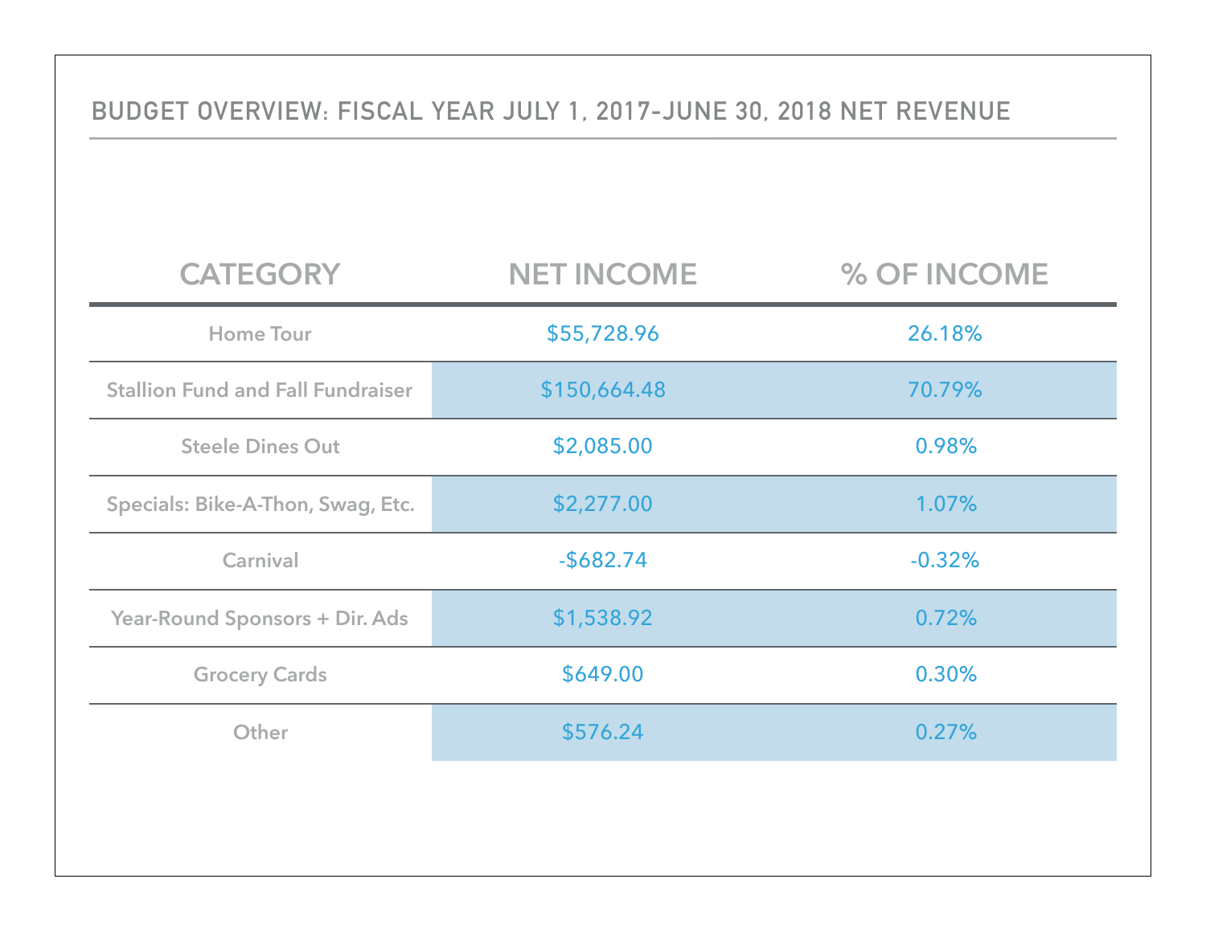## BUDGET OVERVIEW: FISCAL YEAR JULY 1, 2017-JUNE 30, 2018 NET REVENUE

| CATEGORY | NET INCOME | % OF INCOME |
|---|---|---|
| Home Tour | $55,728.96 | 26.18% |
| Stallion Fund and Fall Fundraiser | $150,664.48 | 70.79% |
| Steele Dines Out | $2,085.00 | 0.98% |
| Specials: Bike-A-Thon, Swag, Etc. | $2,277.00 | 1.07% |
| Carnival | -$682.74 | -0.32% |
| Year-Round Sponsors + Dir. Ads | $1,538.92 | 0.72% |
| Grocery Cards | $649.00 | 0.30% |
| Other | $576.24 | 0.27% |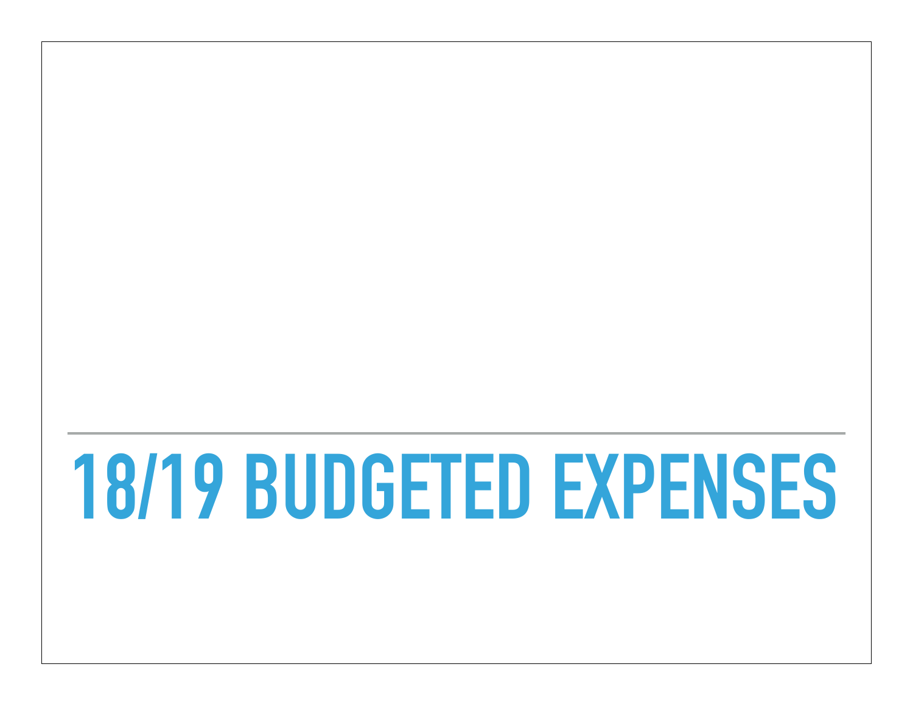# 18/19 BUDGETED EXPENSES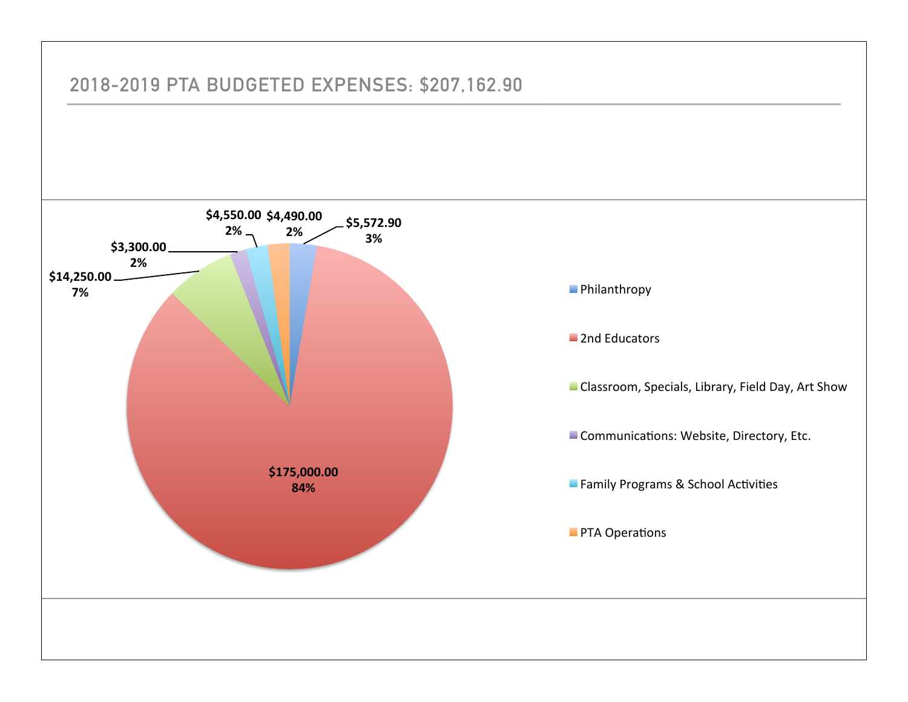## 2018-2019 PTA BUDGETED EXPENSES: $207,162.90

$5,572.90
3%

$175,000.00
84%

$14,250.00
7%

$3,300.00
2%

$4,550.00
2%

$4,490.00
2%

- Philanthropy
- 2nd Educators
- Classroom, Specials, Library, Field Day, Art Show
- Communications: Website, Directory, Etc.
- Family Programs & School Activities
- PTA Operations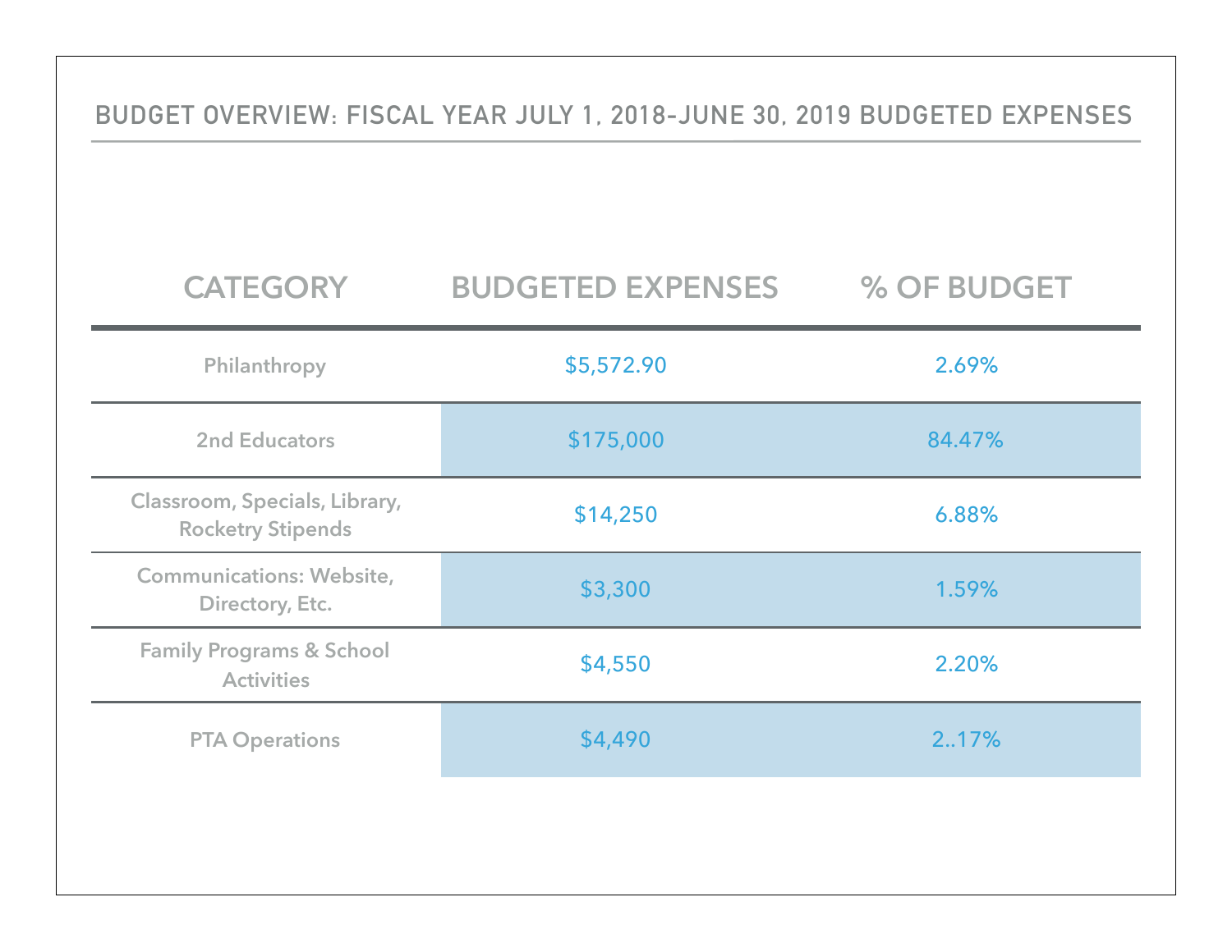## BUDGET OVERVIEW: FISCAL YEAR JULY 1, 2018-JUNE 30, 2019 BUDGETED EXPENSES

| CATEGORY | BUDGETED EXPENSES | % OF BUDGET |
|---|---|---|
| Philanthropy | $5,572.90 | 2.69% |
| 2nd Educators | $175,000 | 84.47% |
| Classroom, Specials, Library, Rocketry Stipends | $14,250 | 6.88% |
| Communications: Website, Directory, Etc. | $3,300 | 1.59% |
| Family Programs & School Activities | $4,550 | 2.20% |
| PTA Operations | $4,490 | 2..17% |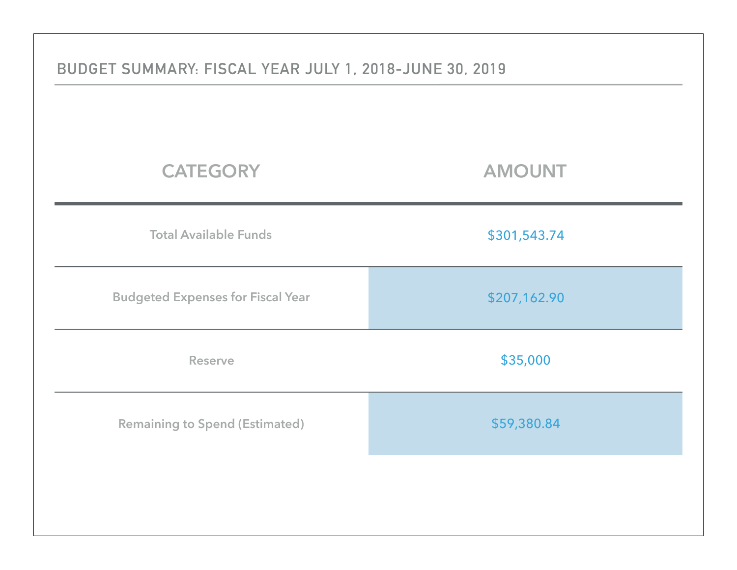## BUDGET SUMMARY: FISCAL YEAR JULY 1, 2018-JUNE 30, 2019

| CATEGORY | AMOUNT |
| --- | --- |
| Total Available Funds | $301,543.74 |
| Budgeted Expenses for Fiscal Year | $207,162.90 |
| Reserve | $35,000 |
| Remaining to Spend (Estimated) | $59,380.84 |